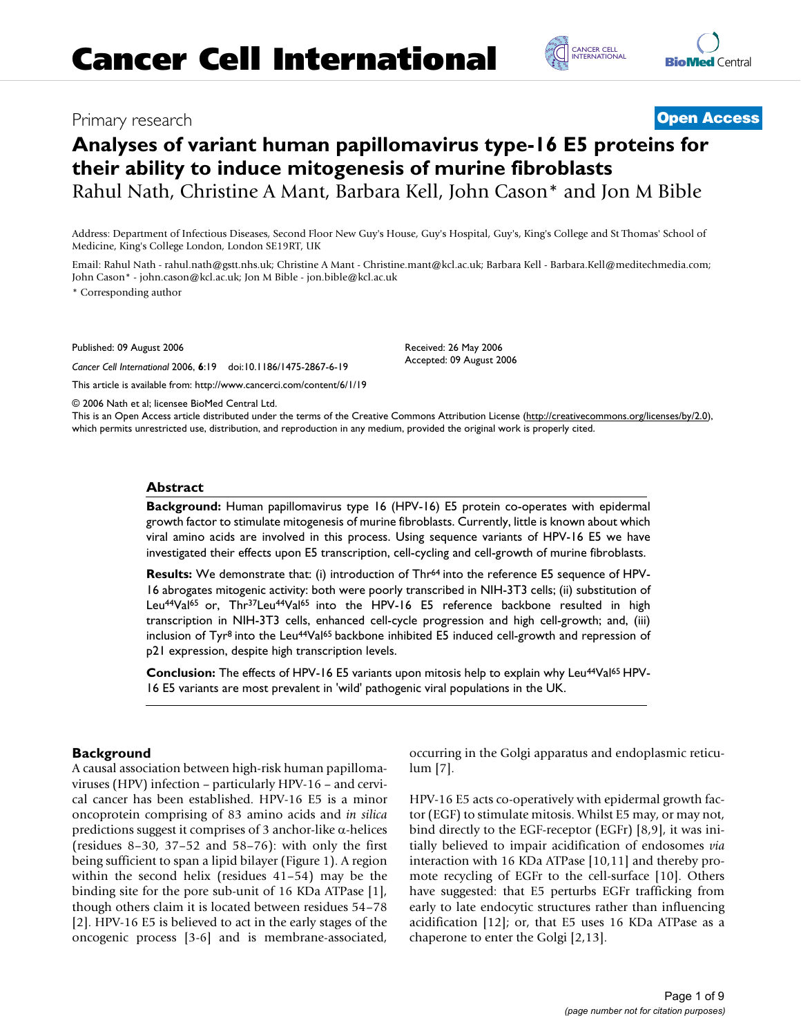Primary research

**Open Access**

# Analyses of variant human papillomavirus type-16 E5 proteins for their ability to induce mitogenesis of murine fibroblasts

Rahul Nath, Christine A Mant, Barbara Kell, John Cason* and Jon M Bible

Address: Department of Infectious Diseases, Second Floor New Guy's House, Guy's Hospital, Guy's, King's College and St Thomas' School of Medicine, King's College London, London SE19RT, UK

Email: Rahul Nath - rahul.nath@gstt.nhs.uk; Christine A Mant - Christine.mant@kcl.ac.uk; Barbara Kell - Barbara.Kell@meditechmedia.com; John Cason* - john.cason@kcl.ac.uk; Jon M Bible - jon.bible@kcl.ac.uk

\* Corresponding author

Published: 09 August 2006

*Cancer Cell International* 2006, **6**:19 doi:10.1186/1475-2867-6-19

Received: 26 May 2006

Accepted: 09 August 2006

This article is available from: http://www.cancerci.com/content/6/1/19

© 2006 Nath et al; licensee BioMed Central Ltd.

This is an Open Access article distributed under the terms of the Creative Commons Attribution License (http://creativecommons.org/licenses/by/2.0), which permits unrestricted use, distribution, and reproduction in any medium, provided the original work is properly cited.

## Abstract

**Background:** Human papillomavirus type 16 (HPV-16) E5 protein co-operates with epidermal growth factor to stimulate mitogenesis of murine fibroblasts. Currently, little is known about which viral amino acids are involved in this process. Using sequence variants of HPV-16 E5 we have investigated their effects upon E5 transcription, cell-cycling and cell-growth of murine fibroblasts.

**Results:** We demonstrate that: (i) introduction of Thr$^{64}$ into the reference E5 sequence of HPV-16 abrogates mitogenic activity: both were poorly transcribed in NIH-3T3 cells; (ii) substitution of Leu$^{44}$Val$^{65}$ or, Thr$^{37}$Leu$^{44}$Val$^{65}$ into the HPV-16 E5 reference backbone resulted in high transcription in NIH-3T3 cells, enhanced cell-cycle progression and high cell-growth; and, (iii) inclusion of Tyr$^{8}$ into the Leu$^{44}$Val$^{65}$ backbone inhibited E5 induced cell-growth and repression of p21 expression, despite high transcription levels.

**Conclusion:** The effects of HPV-16 E5 variants upon mitosis help to explain why Leu$^{44}$Val$^{65}$ HPV-16 E5 variants are most prevalent in 'wild' pathogenic viral populations in the UK.

## Background

A causal association between high-risk human papillomaviruses (HPV) infection – particularly HPV-16 – and cervical cancer has been established. HPV-16 E5 is a minor oncoprotein comprising of 83 amino acids and *in silica* predictions suggest it comprises of 3 anchor-like α-helices (residues 8–30, 37–52 and 58–76): with only the first being sufficient to span a lipid bilayer (Figure 1). A region within the second helix (residues 41–54) may be the binding site for the pore sub-unit of 16 KDa ATPase [1], though others claim it is located between residues 54–78 [2]. HPV-16 E5 is believed to act in the early stages of the oncogenic process [3-6] and is membrane-associated, occurring in the Golgi apparatus and endoplasmic reticulum [7].

HPV-16 E5 acts co-operatively with epidermal growth factor (EGF) to stimulate mitosis. Whilst E5 may, or may not, bind directly to the EGF-receptor (EGFr) [8,9], it was initially believed to impair acidification of endosomes *via* interaction with 16 KDa ATPase [10,11] and thereby promote recycling of EGFr to the cell-surface [10]. Others have suggested: that E5 perturbs EGFr trafficking from early to late endocytic structures rather than influencing acidification [12]; or, that E5 uses 16 KDa ATPase as a chaperone to enter the Golgi [2,13].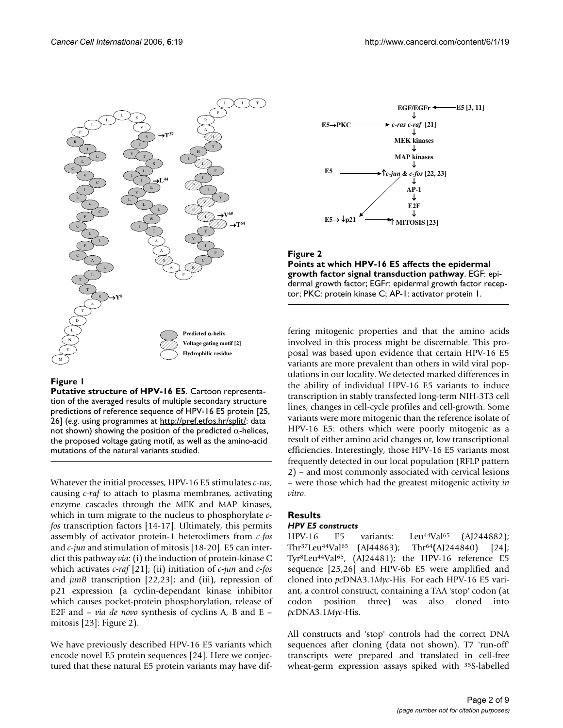**Figure 1**

**Putative structure of HPV-16 E5**. Cartoon representation of the averaged results of multiple secondary structure predictions of reference sequence of HPV-16 E5 protein [25, 26] (*e.g.* using programmes at http://pref.etfos.hr/split/: data not shown) showing the position of the predicted α-helices, the proposed voltage gating motif, as well as the amino-acid mutations of the natural variants studied.

**Figure 2**

**Points at which HPV-16 E5 affects the epidermal growth factor signal transduction pathway**. EGF: epidermal growth factor; EGFr: epidermal growth factor receptor; PKC: protein kinase C; AP-1: activator protein 1.

Whatever the initial processes, HPV-16 E5 stimulates *c-ras*, causing *c-raf* to attach to plasma membranes, activating enzyme cascades through the MEK and MAP kinases, which in turn migrate to the nucleus to phosphorylate *c-fos* transcription factors [14-17]. Ultimately, this permits assembly of activator protein-1 heterodimers from *c-fos* and *c-jun* and stimulation of mitosis [18-20]. E5 can interdict this pathway *via*: (i) the induction of protein-kinase C which activates *c-raf* [21]; (ii) initiation of *c-jun* and *c-fos* and *junB* transcription [22,23]; and (iii), repression of p21 expression (a cyclin-dependant kinase inhibitor which causes pocket-protein phosphorylation, release of E2F and – *via de novo* synthesis of cyclins A, B and E – mitosis [23]: Figure 2).

We have previously described HPV-16 E5 variants which encode novel E5 protein sequences [24]. Here we conjectured that these natural E5 protein variants may have differing mitogenic properties and that the amino acids involved in this process might be discernable. This proposal was based upon evidence that certain HPV-16 E5 variants are more prevalent than others in wild viral populations in our locality. We detected marked differences in the ability of individual HPV-16 E5 variants to induce transcription in stably transfected long-term NIH-3T3 cell lines, changes in cell-cycle profiles and cell-growth. Some variants were more mitogenic than the reference isolate of HPV-16 E5: others which were poorly mitogenic as a result of either amino acid changes or, low transcriptional efficiencies. Interestingly, those HPV-16 E5 variants most frequently detected in our local population (RFLP pattern 2) – and most commonly associated with cervical lesions – were those which had the greatest mitogenic activity *in vitro*.

## Results

### *HPV E5 constructs*

HPV-16 E5 variants: Leu$^{44}$Val$^{65}$ (AJ244882); Thr$^{37}$Leu$^{44}$Val$^{65}$ (AJ44863); Thr$^{64}$(AJ244840) [24]; Tyr$^{8}$Leu$^{44}$Val$^{65}$, (AJ24481); the HPV-16 reference E5 sequence [25,26] and HPV-6b E5 were amplified and cloned into *pc*DNA3.1*Myc*-His. For each HPV-16 E5 variant, a control construct, containing a TAA 'stop' codon (at codon position three) was also cloned into *pc*DNA3.1*Myc*-His.

All constructs and 'stop' controls had the correct DNA sequences after cloning (data not shown). T7 'run-off' transcripts were prepared and translated in cell-free wheat-germ expression assays spiked with $^{35}$S-labelled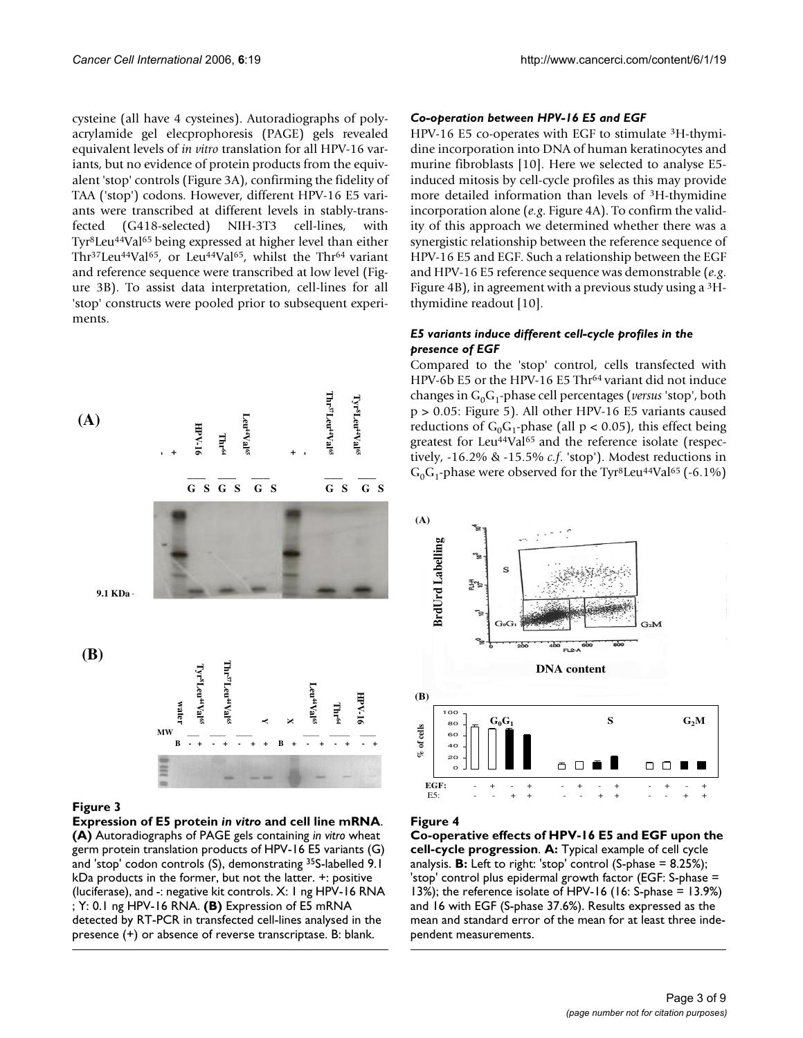cysteine (all have 4 cysteines). Autoradiographs of polyacrylamide gel elecprophoresis (PAGE) gels revealed equivalent levels of *in vitro* translation for all HPV-16 variants, but no evidence of protein products from the equivalent 'stop' controls (Figure 3A), confirming the fidelity of TAA ('stop') codons. However, different HPV-16 E5 variants were transcribed at different levels in stably-transfected (G418-selected) NIH-3T3 cell-lines, with $Tyr^{8}Leu^{44}Val^{65}$ being expressed at higher level than either $Thr^{37}Leu^{44}Val^{65}$, or $Leu^{44}Val^{65}$, whilst the $Thr^{64}$ variant and reference sequence were transcribed at low level (Figure 3B). To assist data interpretation, cell-lines for all 'stop' constructs were pooled prior to subsequent experiments.

**Figure 3**

**Expression of E5 protein *in vitro* and cell line mRNA**. **(A)** Autoradiographs of PAGE gels containing *in vitro* wheat germ protein translation products of HPV-16 E5 variants (G) and 'stop' codon controls (S), demonstrating $^{35}S$-labelled 9.1 kDa products in the former, but not the latter. +: positive (luciferase), and -: negative kit controls. X: 1 ng HPV-16 RNA ; Y: 0.1 ng HPV-16 RNA. **(B)** Expression of E5 mRNA detected by RT-PCR in transfected cell-lines analysed in the presence (+) or absence of reverse transcriptase. B: blank.

### *Co-operation between HPV-16 E5 and EGF*

HPV-16 E5 co-operates with EGF to stimulate $^{3}H$-thymidine incorporation into DNA of human keratinocytes and murine fibroblasts [10]. Here we selected to analyse E5-induced mitosis by cell-cycle profiles as this may provide more detailed information than levels of $^{3}H$-thymidine incorporation alone (*e.g.* Figure 4A). To confirm the validity of this approach we determined whether there was a synergistic relationship between the reference sequence of HPV-16 E5 and EGF. Such a relationship between the EGF and HPV-16 E5 reference sequence was demonstrable (*e.g.* Figure 4B), in agreement with a previous study using a $^{3}H$-thymidine readout [10].

### *E5 variants induce different cell-cycle profiles in the presence of EGF*

Compared to the 'stop' control, cells transfected with HPV-6b E5 or the HPV-16 E5 $Thr^{64}$ variant did not induce changes in $G_0G_1$-phase cell percentages (*versus* 'stop', both $p > 0.05$: Figure 5). All other HPV-16 E5 variants caused reductions of $G_0G_1$-phase (all $p < 0.05$), this effect being greatest for $Leu^{44}Val^{65}$ and the reference isolate (respectively, -16.2% & -15.5% *c.f.* 'stop'). Modest reductions in $G_0G_1$-phase were observed for the $Tyr^{8}Leu^{44}Val^{65}$ (-6.1%)

**Figure 4**

**Co-operative effects of HPV-16 E5 and EGF upon the cell-cycle progression**. **A:** Typical example of cell cycle analysis. **B:** Left to right: 'stop' control (S-phase = 8.25%); 'stop' control plus epidermal growth factor (EGF: S-phase = 13%); the reference isolate of HPV-16 (16: S-phase = 13.9%) and 16 with EGF (S-phase 37.6%). Results expressed as the mean and standard error of the mean for at least three independent measurements.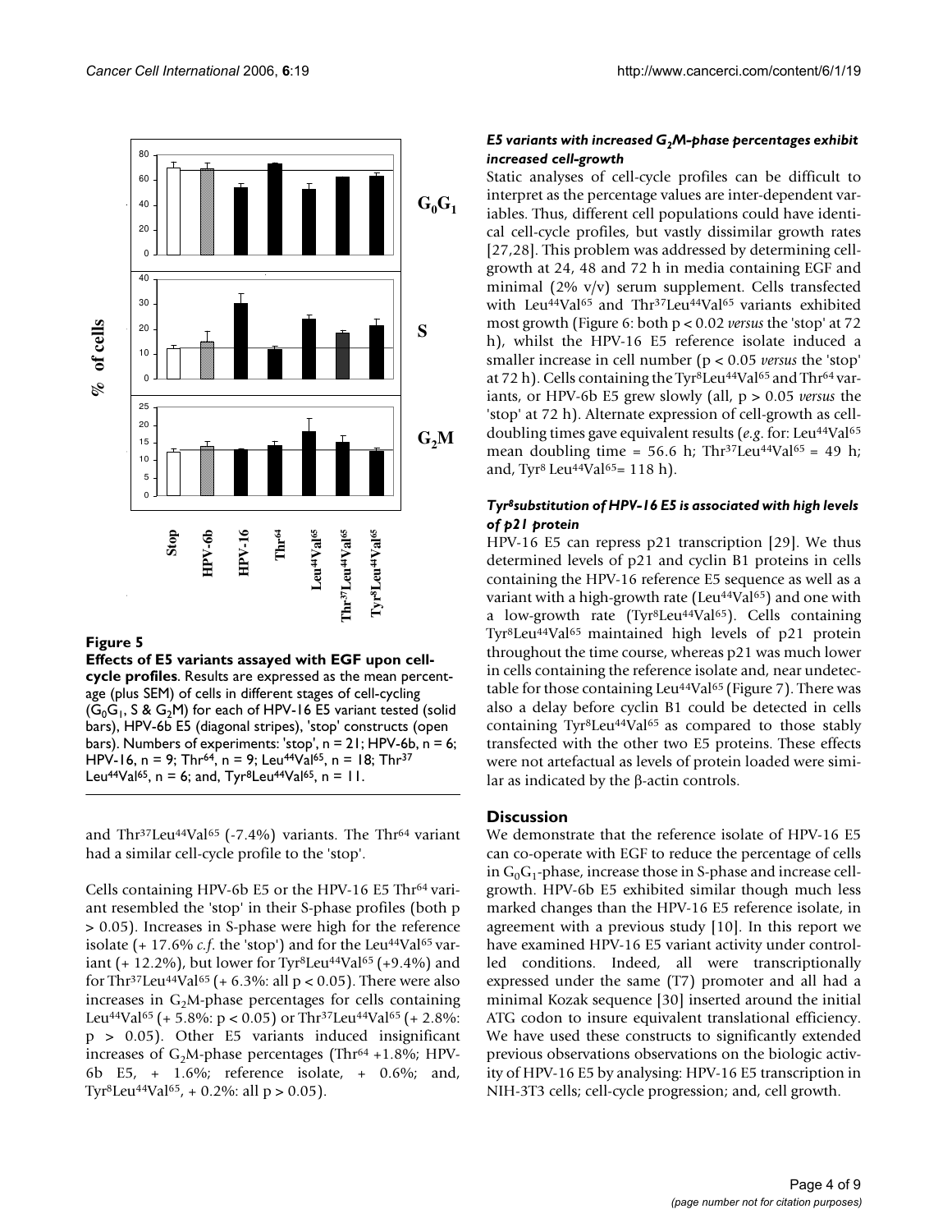**Figure 5**

**Effects of E5 variants assayed with EGF upon cell-cycle profiles**. Results are expressed as the mean percentage (plus SEM) of cells in different stages of cell-cycling ($G_0G_1$, S & $G_2$M) for each of HPV-16 E5 variant tested (solid bars), HPV-6b E5 (diagonal stripes), 'stop' constructs (open bars). Numbers of experiments: 'stop', n = 21; HPV-6b, n = 6; HPV-16, n = 9; $Thr^{64}$, n = 9; $Leu^{44}Val^{65}$, n = 18; $Thr^{37}Leu^{44}Val^{65}$, n = 6; and, $Tyr^{8}Leu^{44}Val^{65}$, n = 11.

and $Thr^{37}Leu^{44}Val^{65}$ (-7.4%) variants. The $Thr^{64}$ variant had a similar cell-cycle profile to the 'stop'.

Cells containing HPV-6b E5 or the HPV-16 E5 $Thr^{64}$ variant resembled the 'stop' in their S-phase profiles (both $p > 0.05$). Increases in S-phase were high for the reference isolate (+ 17.6% *c.f.* the 'stop') and for the $Leu^{44}Val^{65}$ variant (+ 12.2%), but lower for $Tyr^{8}Leu^{44}Val^{65}$ (+9.4%) and for $Thr^{37}Leu^{44}Val^{65}$ (+ 6.3%: all $p < 0.05$). There were also increases in $G_2$M-phase percentages for cells containing $Leu^{44}Val^{65}$ (+ 5.8%: $p < 0.05$) or $Thr^{37}Leu^{44}Val^{65}$ (+ 2.8%: $p > 0.05$). Other E5 variants induced insignificant increases of $G_2$M-phase percentages ($Thr^{64}$ +1.8%; HPV-6b E5, + 1.6%; reference isolate, + 0.6%; and, $Tyr^{8}Leu^{44}Val^{65}$, + 0.2%: all $p > 0.05$).

### *E5 variants with increased $G_2$M-phase percentages exhibit increased cell-growth*

Static analyses of cell-cycle profiles can be difficult to interpret as the percentage values are inter-dependent variables. Thus, different cell populations could have identical cell-cycle profiles, but vastly dissimilar growth rates [27,28]. This problem was addressed by determining cell-growth at 24, 48 and 72 h in media containing EGF and minimal (2% v/v) serum supplement. Cells transfected with $Leu^{44}Val^{65}$ and $Thr^{37}Leu^{44}Val^{65}$ variants exhibited most growth (Figure 6: both $p < 0.02$ *versus* the 'stop' at 72 h), whilst the HPV-16 E5 reference isolate induced a smaller increase in cell number ($p < 0.05$ *versus* the 'stop' at 72 h). Cells containing the $Tyr^{8}Leu^{44}Val^{65}$ and $Thr^{64}$ variants, or HPV-6b E5 grew slowly (all, $p > 0.05$ *versus* the 'stop' at 72 h). Alternate expression of cell-growth as cell-doubling times gave equivalent results (*e.g.* for: $Leu^{44}Val^{65}$ mean doubling time = 56.6 h; $Thr^{37}Leu^{44}Val^{65}$ = 49 h; and, $Tyr^{8}$ $Leu^{44}Val^{65}$= 118 h).

### *$Tyr^{8}$substitution of HPV-16 E5 is associated with high levels of p21 protein*

HPV-16 E5 can repress p21 transcription [29]. We thus determined levels of p21 and cyclin B1 proteins in cells containing the HPV-16 reference E5 sequence as well as a variant with a high-growth rate ($Leu^{44}Val^{65}$) and one with a low-growth rate ($Tyr^{8}Leu^{44}Val^{65}$). Cells containing $Tyr^{8}Leu^{44}Val^{65}$ maintained high levels of p21 protein throughout the time course, whereas p21 was much lower in cells containing the reference isolate and, near undetectable for those containing $Leu^{44}Val^{65}$ (Figure 7). There was also a delay before cyclin B1 could be detected in cells containing $Tyr^{8}Leu^{44}Val^{65}$ as compared to those stably transfected with the other two E5 proteins. These effects were not artefactual as levels of protein loaded were similar as indicated by the β-actin controls.

## Discussion

We demonstrate that the reference isolate of HPV-16 E5 can co-operate with EGF to reduce the percentage of cells in $G_0G_1$-phase, increase those in S-phase and increase cell-growth. HPV-6b E5 exhibited similar though much less marked changes than the HPV-16 E5 reference isolate, in agreement with a previous study [10]. In this report we have examined HPV-16 E5 variant activity under controlled conditions. Indeed, all were transcriptionally expressed under the same (T7) promoter and all had a minimal Kozak sequence [30] inserted around the initial ATG codon to insure equivalent translational efficiency. We have used these constructs to significantly extended previous observations observations on the biologic activity of HPV-16 E5 by analysing: HPV-16 E5 transcription in NIH-3T3 cells; cell-cycle progression; and, cell growth.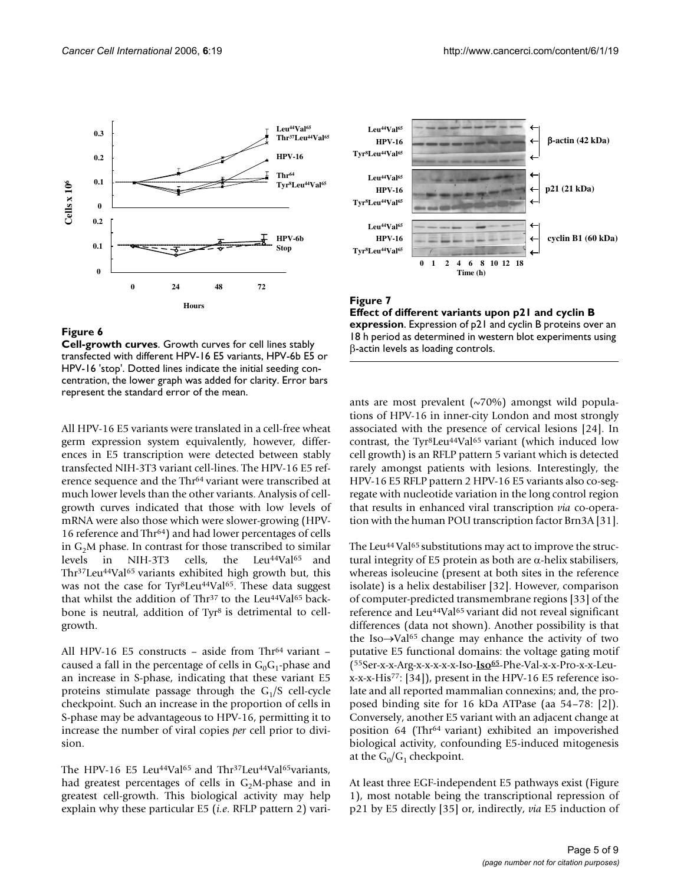**Figure 6**

**Cell-growth curves**. Growth curves for cell lines stably transfected with different HPV-16 E5 variants, HPV-6b E5 or HPV-16 'stop'. Dotted lines indicate the initial seeding concentration, the lower graph was added for clarity. Error bars represent the standard error of the mean.

**Figure 7**

**Effect of different variants upon p21 and cyclin B expression**. Expression of p21 and cyclin B proteins over an 18 h period as determined in western blot experiments using β-actin levels as loading controls.

All HPV-16 E5 variants were translated in a cell-free wheat germ expression system equivalently, however, differences in E5 transcription were detected between stably transfected NIH-3T3 variant cell-lines. The HPV-16 E5 reference sequence and the Thr[64] variant were transcribed at much lower levels than the other variants. Analysis of cell-growth curves indicated that those with low levels of mRNA were also those which were slower-growing (HPV-16 reference and Thr[64]) and had lower percentages of cells in $G_2M$ phase. In contrast for those transcribed to similar levels in NIH-3T3 cells, the Leu[44]Val[65] and Thr[37]Leu[44]Val[65] variants exhibited high growth but, this was not the case for Tyr[8]Leu[44]Val[65]. These data suggest that whilst the addition of Thr[37] to the Leu[44]Val[65] backbone is neutral, addition of Tyr[8] is detrimental to cell-growth.

All HPV-16 E5 constructs – aside from Thr[64] variant – caused a fall in the percentage of cells in $G_0G_1$-phase and an increase in S-phase, indicating that these variant E5 proteins stimulate passage through the $G_1$/S cell-cycle checkpoint. Such an increase in the proportion of cells in S-phase may be advantageous to HPV-16, permitting it to increase the number of viral copies *per* cell prior to division.

The HPV-16 E5 Leu[44]Val[65] and Thr[37]Leu[44]Val[65]variants, had greatest percentages of cells in $G_2M$-phase and in greatest cell-growth. This biological activity may help explain why these particular E5 (*i.e.* RFLP pattern 2) variants are most prevalent (~70%) amongst wild populations of HPV-16 in inner-city London and most strongly associated with the presence of cervical lesions [24]. In contrast, the Tyr[8]Leu[44]Val[65] variant (which induced low cell growth) is an RFLP pattern 5 variant which is detected rarely amongst patients with lesions. Interestingly, the HPV-16 E5 RFLP pattern 2 HPV-16 E5 variants also co-segregate with nucleotide variation in the long control region that results in enhanced viral transcription *via* co-operation with the human POU transcription factor Brn3A [31].

The Leu[44] Val[65] substitutions may act to improve the structural integrity of E5 protein as both are α-helix stabilisers, whereas isoleucine (present at both sites in the reference isolate) is a helix destabiliser [32]. However, comparison of computer-predicted transmembrane regions [33] of the reference and Leu[44]Val[65] variant did not reveal significant differences (data not shown). Another possibility is that the Iso→Val[65] change may enhance the activity of two putative E5 functional domains: the voltage gating motif ([55]Ser-x-x-Arg-x-x-x-x-x-Iso-**Iso[65]**-Phe-Val-x-x-Pro-x-x-Leu-x-x-x-His[77]: [34]), present in the HPV-16 E5 reference isolate and all reported mammalian connexins; and, the proposed binding site for 16 kDa ATPase (aa 54–78: [2]). Conversely, another E5 variant with an adjacent change at position 64 (Thr[64] variant) exhibited an impoverished biological activity, confounding E5-induced mitogenesis at the $G_0/G_1$ checkpoint.

At least three EGF-independent E5 pathways exist (Figure 1), most notable being the transcriptional repression of p21 by E5 directly [35] or, indirectly, *via* E5 induction of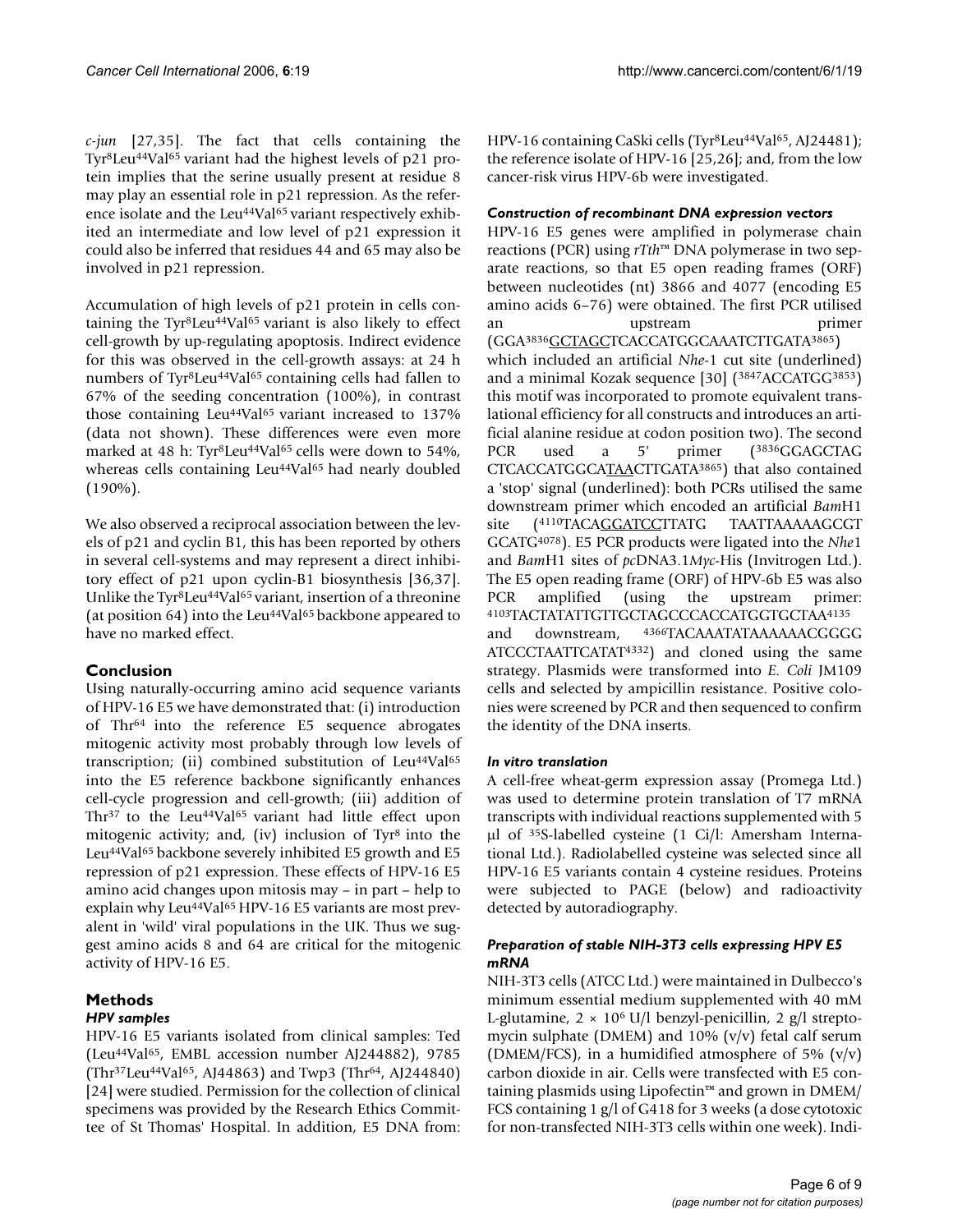*c-jun* [27,35]. The fact that cells containing the $Tyr^{8}Leu^{44}Val^{65}$ variant had the highest levels of p21 protein implies that the serine usually present at residue 8 may play an essential role in p21 repression. As the reference isolate and the $Leu^{44}Val^{65}$ variant respectively exhibited an intermediate and low level of p21 expression it could also be inferred that residues 44 and 65 may also be involved in p21 repression.

Accumulation of high levels of p21 protein in cells containing the $Tyr^{8}Leu^{44}Val^{65}$ variant is also likely to effect cell-growth by up-regulating apoptosis. Indirect evidence for this was observed in the cell-growth assays: at 24 h numbers of $Tyr^{8}Leu^{44}Val^{65}$ containing cells had fallen to 67% of the seeding concentration (100%), in contrast those containing $Leu^{44}Val^{65}$ variant increased to 137% (data not shown). These differences were even more marked at 48 h: $Tyr^{8}Leu^{44}Val^{65}$ cells were down to 54%, whereas cells containing $Leu^{44}Val^{65}$ had nearly doubled (190%).

We also observed a reciprocal association between the levels of p21 and cyclin B1, this has been reported by others in several cell-systems and may represent a direct inhibitory effect of p21 upon cyclin-B1 biosynthesis [36,37]. Unlike the $Tyr^{8}Leu^{44}Val^{65}$ variant, insertion of a threonine (at position 64) into the $Leu^{44}Val^{65}$ backbone appeared to have no marked effect.

## Conclusion

Using naturally-occurring amino acid sequence variants of HPV-16 E5 we have demonstrated that: (i) introduction of $Thr^{64}$ into the reference E5 sequence abrogates mitogenic activity most probably through low levels of transcription; (ii) combined substitution of $Leu^{44}Val^{65}$ into the E5 reference backbone significantly enhances cell-cycle progression and cell-growth; (iii) addition of $Thr^{37}$ to the $Leu^{44}Val^{65}$ variant had little effect upon mitogenic activity; and, (iv) inclusion of $Tyr^{8}$ into the $Leu^{44}Val^{65}$ backbone severely inhibited E5 growth and E5 repression of p21 expression. These effects of HPV-16 E5 amino acid changes upon mitosis may – in part – help to explain why $Leu^{44}Val^{65}$ HPV-16 E5 variants are most prevalent in 'wild' viral populations in the UK. Thus we suggest amino acids 8 and 64 are critical for the mitogenic activity of HPV-16 E5.

## Methods

### HPV samples

HPV-16 E5 variants isolated from clinical samples: Ted ($Leu^{44}Val^{65}$, EMBL accession number AJ244882), 9785 ($Thr^{37}Leu^{44}Val^{65}$, AJ44863) and Twp3 ($Thr^{64}$, AJ244840) [24] were studied. Permission for the collection of clinical specimens was provided by the Research Ethics Committee of St Thomas' Hospital. In addition, E5 DNA from: HPV-16 containing CaSki cells ($Tyr^{8}Leu^{44}Val^{65}$, AJ24481); the reference isolate of HPV-16 [25,26]; and, from the low cancer-risk virus HPV-6b were investigated.

### Construction of recombinant DNA expression vectors

HPV-16 E5 genes were amplified in polymerase chain reactions (PCR) using *rTth*™ DNA polymerase in two separate reactions, so that E5 open reading frames (ORF) between nucleotides (nt) 3866 and 4077 (encoding E5 amino acids 6–76) were obtained. The first PCR utilised an upstream primer (GGA[3836]<u>GCTAGC</u>TCACCATGGCAAATCTTGATA[3865]) which included an artificial *Nhe*-1 cut site (underlined) and a minimal Kozak sequence [30] ([3847]ACCATGG[3853]) this motif was incorporated to promote equivalent translational efficiency for all constructs and introduces an artificial alanine residue at codon position two). The second PCR used a 5' primer ([3836]GGAGCTAG CTCACCATGGCA<u>TAA</u>CTTGATA[3865]) that also contained a 'stop' signal (underlined): both PCRs utilised the same downstream primer which encoded an artificial *Bam*H1 site ([4110]TACA<u>GGATCC</u>TTATG TAATTAAAAAGCGT GCATG[4078]). E5 PCR products were ligated into the *Nhe*1 and *Bam*H1 sites of *pc*DNA3.1*Myc*-His (Invitrogen Ltd.). The E5 open reading frame (ORF) of HPV-6b E5 was also PCR amplified (using the upstream primer: [4103]TACTATATTGTTGCTAGCCCACCATGGTGCTAA[4135] and downstream, [4366]TACAAATATAAAAAACGGGG ATCCCTAATTCATAT[4332]) and cloned using the same strategy. Plasmids were transformed into *E. Coli* JM109 cells and selected by ampicillin resistance. Positive colonies were screened by PCR and then sequenced to confirm the identity of the DNA inserts.

### In vitro translation

A cell-free wheat-germ expression assay (Promega Ltd.) was used to determine protein translation of T7 mRNA transcripts with individual reactions supplemented with 5 μl of $^{35}S$-labelled cysteine (1 Ci/l: Amersham International Ltd.). Radiolabelled cysteine was selected since all HPV-16 E5 variants contain 4 cysteine residues. Proteins were subjected to PAGE (below) and radioactivity detected by autoradiography.

### Preparation of stable NIH-3T3 cells expressing HPV E5 mRNA

NIH-3T3 cells (ATCC Ltd.) were maintained in Dulbecco's minimum essential medium supplemented with 40 mM L-glutamine, $2 \times 10^{6}$ U/l benzyl-penicillin, 2 g/l streptomycin sulphate (DMEM) and 10% (v/v) fetal calf serum (DMEM/FCS), in a humidified atmosphere of 5% (v/v) carbon dioxide in air. Cells were transfected with E5 containing plasmids using Lipofectin™ and grown in DMEM/FCS containing 1 g/l of G418 for 3 weeks (a dose cytotoxic for non-transfected NIH-3T3 cells within one week). Indi-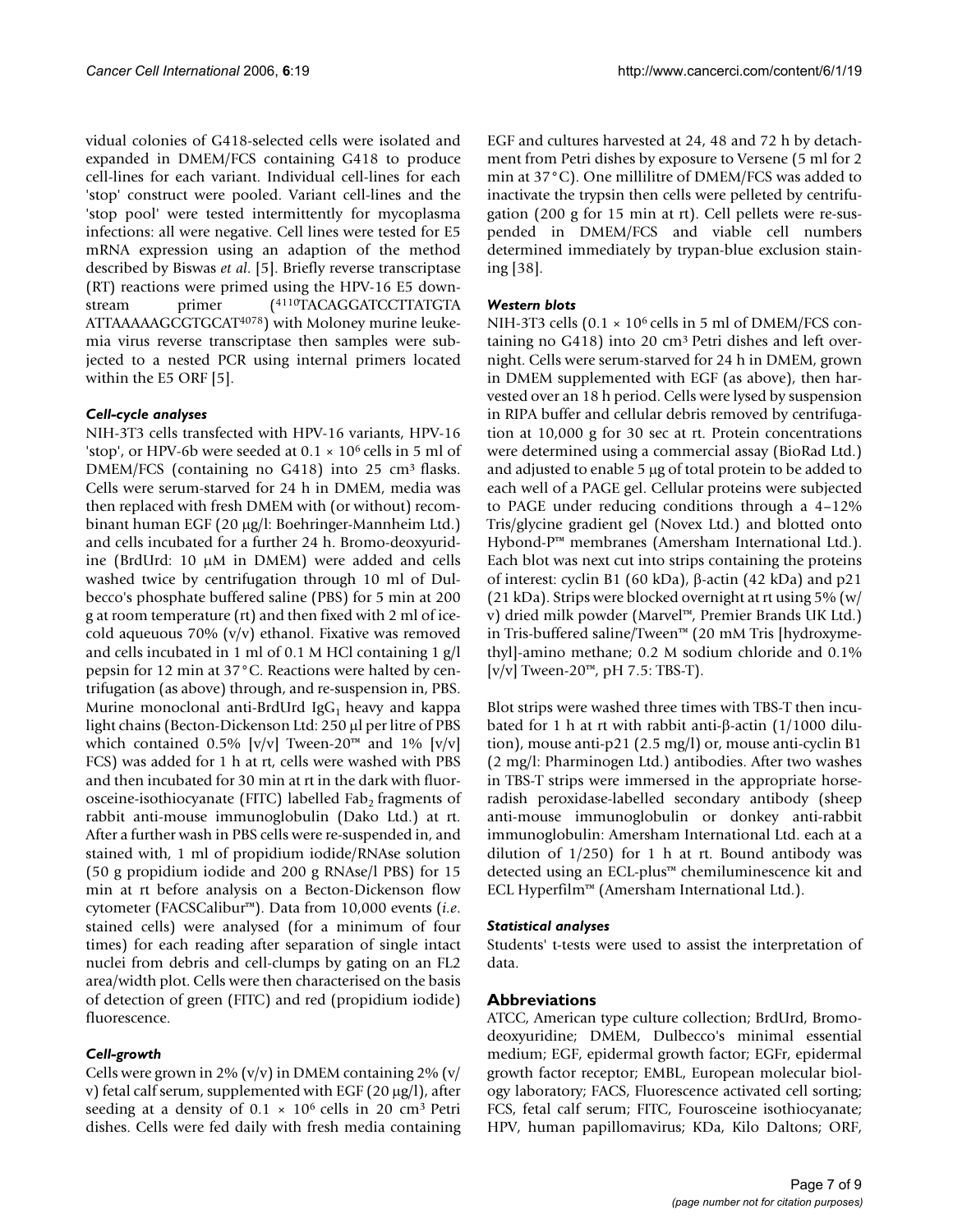vidual colonies of G418-selected cells were isolated and expanded in DMEM/FCS containing G418 to produce cell-lines for each variant. Individual cell-lines for each 'stop' construct were pooled. Variant cell-lines and the 'stop pool' were tested intermittently for mycoplasma infections: all were negative. Cell lines were tested for E5 mRNA expression using an adaption of the method described by Biswas *et al*. [5]. Briefly reverse transcriptase (RT) reactions were primed using the HPV-16 E5 downstream primer ([4110]TACAGGATCCTTATGTA ATTAAAAAGCGTGCAT[4078]) with Moloney murine leukemia virus reverse transcriptase then samples were subjected to a nested PCR using internal primers located within the E5 ORF [5].

### *Cell-cycle analyses*

NIH-3T3 cells transfected with HPV-16 variants, HPV-16 'stop', or HPV-6b were seeded at $0.1 \times 10^6$ cells in 5 ml of DMEM/FCS (containing no G418) into 25 $cm^3$ flasks. Cells were serum-starved for 24 h in DMEM, media was then replaced with fresh DMEM with (or without) recombinant human EGF (20 μg/l: Boehringer-Mannheim Ltd.) and cells incubated for a further 24 h. Bromo-deoxyuridine (BrdUrd: 10 μM in DMEM) were added and cells washed twice by centrifugation through 10 ml of Dulbecco's phosphate buffered saline (PBS) for 5 min at 200 g at room temperature (rt) and then fixed with 2 ml of ice-cold aqueuous 70% (v/v) ethanol. Fixative was removed and cells incubated in 1 ml of 0.1 M HCl containing 1 g/l pepsin for 12 min at 37°C. Reactions were halted by centrifugation (as above) through, and re-suspension in, PBS. Murine monoclonal anti-BrdUrd $IgG_1$ heavy and kappa light chains (Becton-Dickenson Ltd: 250 μl per litre of PBS which contained 0.5% [v/v] Tween-20™ and 1% [v/v] FCS) was added for 1 h at rt, cells were washed with PBS and then incubated for 30 min at rt in the dark with fluorosceine-isothiocyanate (FITC) labelled $Fab_2$ fragments of rabbit anti-mouse immunoglobulin (Dako Ltd.) at rt. After a further wash in PBS cells were re-suspended in, and stained with, 1 ml of propidium iodide/RNAse solution (50 g propidium iodide and 200 g RNAse/l PBS) for 15 min at rt before analysis on a Becton-Dickenson flow cytometer (FACSCalibur™). Data from 10,000 events (*i.e*. stained cells) were analysed (for a minimum of four times) for each reading after separation of single intact nuclei from debris and cell-clumps by gating on an FL2 area/width plot. Cells were then characterised on the basis of detection of green (FITC) and red (propidium iodide) fluorescence.

### *Cell-growth*

Cells were grown in 2% (v/v) in DMEM containing 2% (v/v) fetal calf serum, supplemented with EGF (20 μg/l), after seeding at a density of $0.1 \times 10^6$ cells in 20 $cm^3$ Petri dishes. Cells were fed daily with fresh media containing EGF and cultures harvested at 24, 48 and 72 h by detachment from Petri dishes by exposure to Versene (5 ml for 2 min at 37°C). One millilitre of DMEM/FCS was added to inactivate the trypsin then cells were pelleted by centrifugation (200 g for 15 min at rt). Cell pellets were re-suspended in DMEM/FCS and viable cell numbers determined immediately by trypan-blue exclusion staining [38].

### *Western blots*

NIH-3T3 cells ($0.1 \times 10^6$ cells in 5 ml of DMEM/FCS containing no G418) into 20 $cm^3$ Petri dishes and left overnight. Cells were serum-starved for 24 h in DMEM, grown in DMEM supplemented with EGF (as above), then harvested over an 18 h period. Cells were lysed by suspension in RIPA buffer and cellular debris removed by centrifugation at 10,000 g for 30 sec at rt. Protein concentrations were determined using a commercial assay (BioRad Ltd.) and adjusted to enable 5 μg of total protein to be added to each well of a PAGE gel. Cellular proteins were subjected to PAGE under reducing conditions through a 4–12% Tris/glycine gradient gel (Novex Ltd.) and blotted onto Hybond-P™ membranes (Amersham International Ltd.). Each blot was next cut into strips containing the proteins of interest: cyclin B1 (60 kDa), β-actin (42 kDa) and p21 (21 kDa). Strips were blocked overnight at rt using 5% (w/v) dried milk powder (Marvel™, Premier Brands UK Ltd.) in Tris-buffered saline/Tween™ (20 mM Tris [hydroxymethyl]-amino methane; 0.2 M sodium chloride and 0.1% [v/v] Tween-20™, pH 7.5: TBS-T).

Blot strips were washed three times with TBS-T then incubated for 1 h at rt with rabbit anti-β-actin (1/1000 dilution), mouse anti-p21 (2.5 mg/l) or, mouse anti-cyclin B1 (2 mg/l: Pharminogen Ltd.) antibodies. After two washes in TBS-T strips were immersed in the appropriate horseradish peroxidase-labelled secondary antibody (sheep anti-mouse immunoglobulin or donkey anti-rabbit immunoglobulin: Amersham International Ltd. each at a dilution of 1/250) for 1 h at rt. Bound antibody was detected using an ECL-plus™ chemiluminescence kit and ECL Hyperfilm™ (Amersham International Ltd.).

### *Statistical analyses*

Students' t-tests were used to assist the interpretation of data.

## Abbreviations

ATCC, American type culture collection; BrdUrd, Bromodeoxyuridine; DMEM, Dulbecco's minimal essential medium; EGF, epidermal growth factor; EGFr, epidermal growth factor receptor; EMBL, European molecular biology laboratory; FACS, Fluorescence activated cell sorting; FCS, fetal calf serum; FITC, Fourosceine isothiocyanate; HPV, human papillomavirus; KDa, Kilo Daltons; ORF,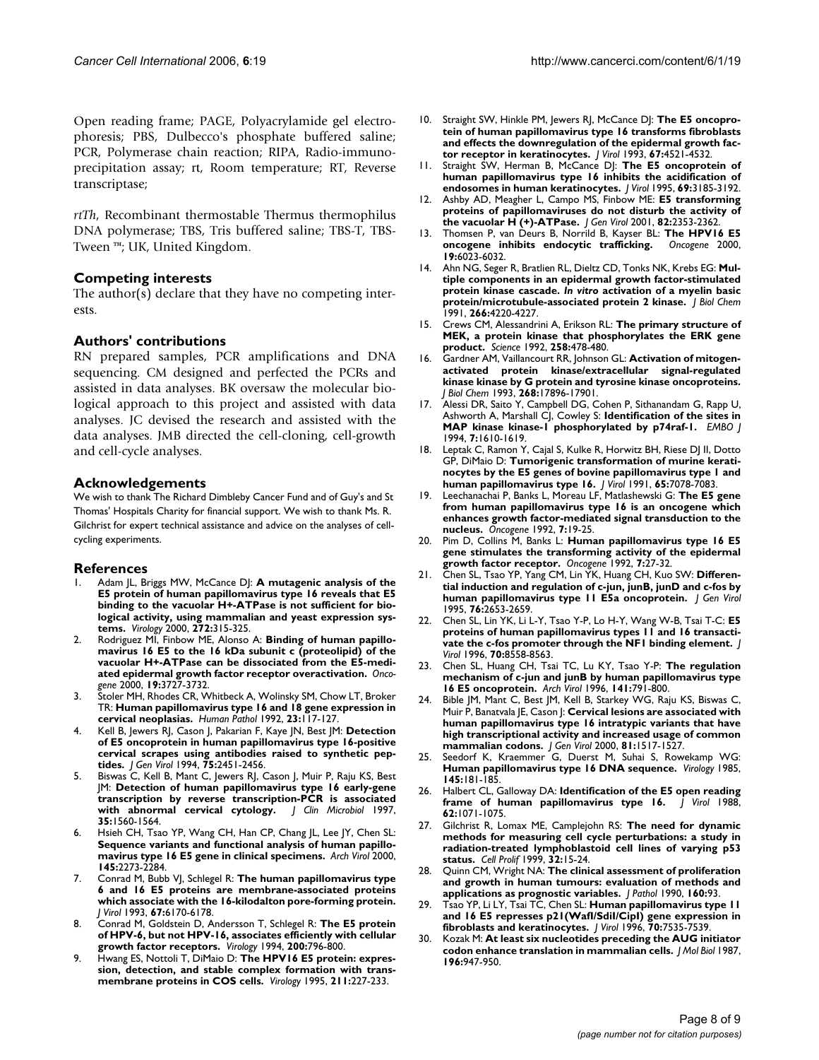Open reading frame; PAGE, Polyacrylamide gel electrophoresis; PBS, Dulbecco's phosphate buffered saline; PCR, Polymerase chain reaction; RIPA, Radio-immunoprecipitation assay; rt, Room temperature; RT, Reverse transcriptase;

*rtTh*, Recombinant thermostable Thermus thermophilus DNA polymerase; TBS, Tris buffered saline; TBS-T, TBS-Tween ™; UK, United Kingdom.

## Competing interests

The author(s) declare that they have no competing interests.

## Authors' contributions

RN prepared samples, PCR amplifications and DNA sequencing. CM designed and perfected the PCRs and assisted in data analyses. BK oversaw the molecular biological approach to this project and assisted with data analyses. JC devised the research and assisted with the data analyses. JMB directed the cell-cloning, cell-growth and cell-cycle analyses.

## Acknowledgements

We wish to thank The Richard Dimbleby Cancer Fund and of Guy's and St Thomas' Hospitals Charity for financial support. We wish to thank Ms. R. Gilchrist for expert technical assistance and advice on the analyses of cell-cycling experiments.

## References

1. Adam JL, Briggs MW, McCance DJ: **A mutagenic analysis of the E5 protein of human papillomavirus type 16 reveals that E5 binding to the vacuolar H+-ATPase is not sufficient for biological activity, using mammalian and yeast expression systems.** *Virology* 2000, **272:**315-325.
2. Rodriguez MI, Finbow ME, Alonso A: **Binding of human papillomavirus 16 E5 to the 16 kDa subunit c (proteolipid) of the vacuolar H+-ATPase can be dissociated from the E5-mediated epidermal growth factor receptor overactivation.** *Oncogene* 2000, **19:**3727-3732.
3. Stoler MH, Rhodes CR, Whitbeck A, Wolinsky SM, Chow LT, Broker TR: **Human papillomavirus type 16 and 18 gene expression in cervical neoplasias.** *Human Pathol* 1992, **23:**117-127.
4. Kell B, Jewers RJ, Cason J, Pakarian F, Kaye JN, Best JM: **Detection of E5 oncoprotein in human papillomavirus type 16-positive cervical scrapes using antibodies raised to synthetic peptides.** *J Gen Virol* 1994, **75:**2451-2456.
5. Biswas C, Kell B, Mant C, Jewers RJ, Cason J, Muir P, Raju KS, Best JM: **Detection of human papillomavirus type 16 early-gene transcription by reverse transcription-PCR is associated with abnormal cervical cytology.** *J Clin Microbiol* 1997, **35:**1560-1564.
6. Hsieh CH, Tsao YP, Wang CH, Han CP, Chang JL, Lee JY, Chen SL: **Sequence variants and functional analysis of human papillomavirus type 16 E5 gene in clinical specimens.** *Arch Virol* 2000, **145:**2273-2284.
7. Conrad M, Bubb VJ, Schlegel R: **The human papillomavirus type 6 and 16 E5 proteins are membrane-associated proteins which associate with the 16-kilodalton pore-forming protein.** *J Virol* 1993, **67:**6170-6178.
8. Conrad M, Goldstein D, Andersson T, Schlegel R: **The E5 protein of HPV-6, but not HPV-16, associates efficiently with cellular growth factor receptors.** *Virology* 1994, **200:**796-800.
9. Hwang ES, Nottoli T, DiMaio D: **The HPV16 E5 protein: expression, detection, and stable complex formation with transmembrane proteins in COS cells.** *Virology* 1995, **211:**227-233.
10. Straight SW, Hinkle PM, Jewers RJ, McCance DJ: **The E5 oncoprotein of human papillomavirus type 16 transforms fibroblasts and effects the downregulation of the epidermal growth factor receptor in keratinocytes.** *J Virol* 1993, **67:**4521-4532.
11. Straight SW, Herman B, McCance DJ: **The E5 oncoprotein of human papillomavirus type 16 inhibits the acidification of endosomes in human keratinocytes.** *J Virol* 1995, **69:**3185-3192.
12. Ashby AD, Meagher L, Campo MS, Finbow ME: **E5 transforming proteins of papillomaviruses do not disturb the activity of the vacuolar H (+)-ATPase.** *J Gen Virol* 2001, **82:**2353-2362.
13. Thomsen P, van Deurs B, Norrild B, Kayser BL: **The HPV16 E5 oncogene inhibits endocytic trafficking.** *Oncogene* 2000, **19:**6023-6032.
14. Ahn NG, Seger R, Bratlien RL, Dieltz CD, Tonks NK, Krebs EG: **Multiple components in an epidermal growth factor-stimulated protein kinase cascade. *In vitro* activation of a myelin basic protein/microtubule-associated protein 2 kinase.** *J Biol Chem* 1991, **266:**4220-4227.
15. Crews CM, Alessandrini A, Erikson RL: **The primary structure of MEK, a protein kinase that phosphorylates the ERK gene product.** *Science* 1992, **258:**478-480.
16. Gardner AM, Vaillancourt RR, Johnson GL: **Activation of mitogen-activated protein kinase/extracellular signal-regulated kinase kinase by G protein and tyrosine kinase oncoproteins.** *J Biol Chem* 1993, **268:**17896-17901.
17. Alessi DR, Saito Y, Campbell DG, Cohen P, Sithanandam G, Rapp U, Ashworth A, Marshall CJ, Cowley S: **Identification of the sites in MAP kinase kinase-1 phosphorylated by p74raf-1.** *EMBO J* 1994, **7:**1610-1619.
18. Leptak C, Ramon Y, Cajal S, Kulke R, Horwitz BH, Riese DJ II, Dotto GP, DiMaio D: **Tumorigenic transformation of murine keratinocytes by the E5 genes of bovine papillomavirus type 1 and human papillomavirus type 16.** *J Virol* 1991, **65:**7078-7083.
19. Leechanachai P, Banks L, Moreau LF, Matlashewski G: **The E5 gene from human papillomavirus type 16 is an oncogene which enhances growth factor-mediated signal transduction to the nucleus.** *Oncogene* 1992, **7:**19-25.
20. Pim D, Collins M, Banks L: **Human papillomavirus type 16 E5 gene stimulates the transforming activity of the epidermal growth factor receptor.** *Oncogene* 1992, **7:**27-32.
21. Chen SL, Tsao YP, Yang CM, Lin YK, Huang CH, Kuo SW: **Differential induction and regulation of c-jun, junB, junD and c-fos by human papillomavirus type 11 E5a oncoprotein.** *J Gen Virol* 1995, **76:**2653-2659.
22. Chen SL, Lin YK, Li L-Y, Tsao Y-P, Lo H-Y, Wang W-B, Tsai T-C: **E5 proteins of human papillomavirus types 11 and 16 transactivate the c-fos promoter through the NF1 binding element.** *J Virol* 1996, **70:**8558-8563.
23. Chen SL, Huang CH, Tsai TC, Lu KY, Tsao Y-P: **The regulation mechanism of c-jun and junB by human papillomavirus type 16 E5 oncoprotein.** *Arch Virol* 1996, **141:**791-800.
24. Bible JM, Mant C, Best JM, Kell B, Starkey WG, Raju KS, Biswas C, Muir P, Banatvala JE, Cason J: **Cervical lesions are associated with human papillomavirus type 16 intratypic variants that have high transcriptional activity and increased usage of common mammalian codons.** *J Gen Virol* 2000, **81:**1517-1527.
25. Seedorf K, Kraemmer G, Duerst M, Suhai S, Rowekamp WG: **Human papillomavirus type 16 DNA sequence.** *Virology* 1985, **145:**181-185.
26. Halbert CL, Galloway DA: **Identification of the E5 open reading frame of human papillomavirus type 16.** *J Virol* 1988, **62:**1071-1075.
27. Gilchrist R, Lomax ME, Camplejohn RS: **The need for dynamic methods for measuring cell cycle perturbations: a study in radiation-treated lymphoblastoid cell lines of varying p53 status.** *Cell Prolif* 1999, **32:**15-24.
28. Quinn CM, Wright NA: **The clinical assessment of proliferation and growth in human tumours: evaluation of methods and applications as prognostic variables.** *J Pathol* 1990, **160:**93.
29. Tsao YP, Li LY, Tsai TC, Chen SL: **Human papillomavirus type 11 and 16 E5 represses p21(WafI/SdiI/CipI) gene expression in fibroblasts and keratinocytes.** *J Virol* 1996, **70:**7535-7539.
30. Kozak M: **At least six nucleotides preceding the AUG initiator codon enhance translation in mammalian cells.** *J Mol Biol* 1987, **196:**947-950.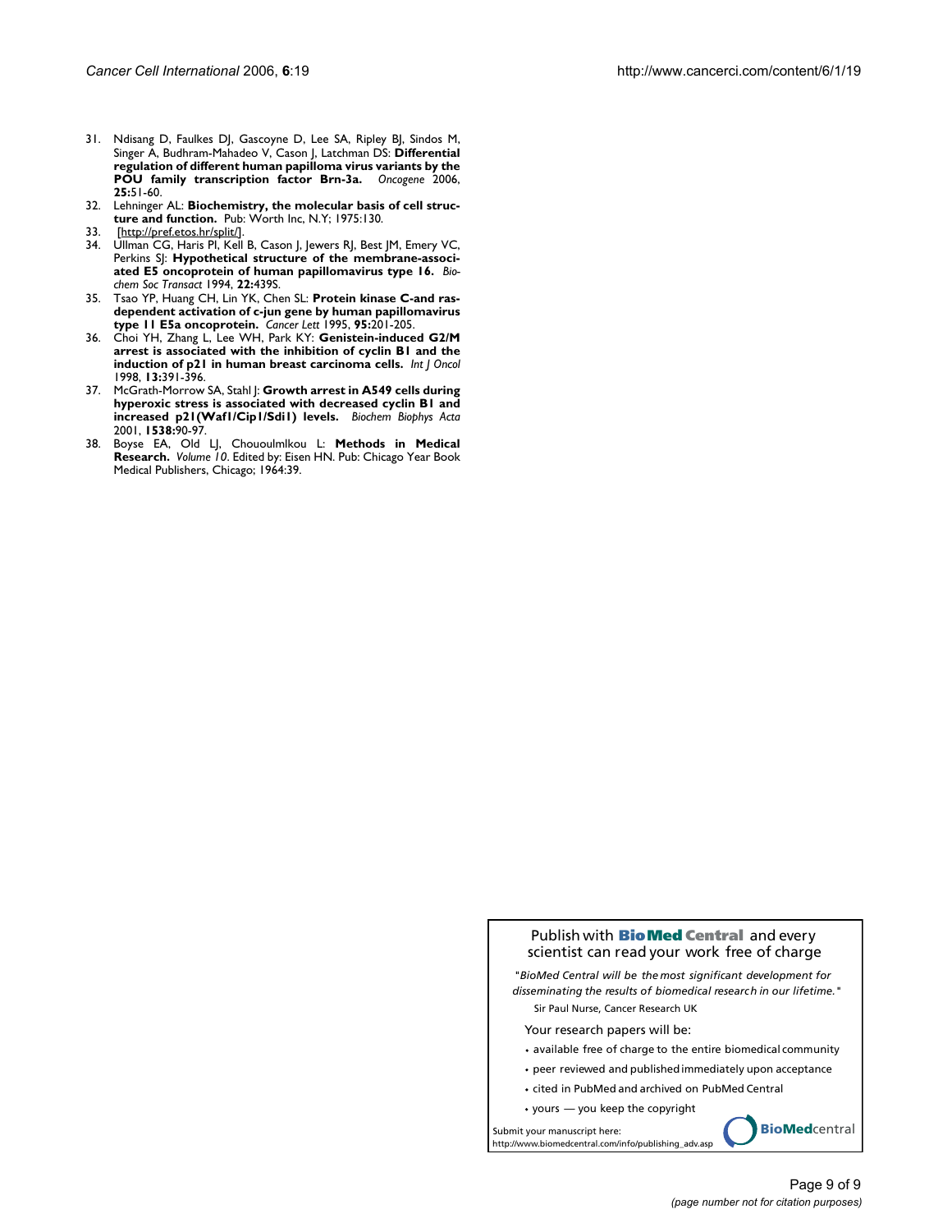31. Ndisang D, Faulkes DJ, Gascoyne D, Lee SA, Ripley BJ, Sindos M, Singer A, Budhram-Mahadeo V, Cason J, Latchman DS: **Differential regulation of different human papilloma virus variants by the POU family transcription factor Brn-3a.** *Oncogene* 2006, **25:**51-60.
32. Lehninger AL: **Biochemistry, the molecular basis of cell structure and function.** Pub: Worth Inc, N.Y; 1975:130.
33. [http://pref.etos.hr/split/].
34. Ullman CG, Haris PI, Kell B, Cason J, Jewers RJ, Best JM, Emery VC, Perkins SJ: **Hypothetical structure of the membrane-associated E5 oncoprotein of human papillomavirus type 16.** *Biochem Soc Transact* 1994, **22:**439S.
35. Tsao YP, Huang CH, Lin YK, Chen SL: **Protein kinase C-and ras-dependent activation of c-jun gene by human papillomavirus type 11 E5a oncoprotein.** *Cancer Lett* 1995, **95:**201-205.
36. Choi YH, Zhang L, Lee WH, Park KY: **Genistein-induced G2/M arrest is associated with the inhibition of cyclin B1 and the induction of p21 in human breast carcinoma cells.** *Int J Oncol* 1998, **13:**391-396.
37. McGrath-Morrow SA, Stahl J: **Growth arrest in A549 cells during hyperoxic stress is associated with decreased cyclin B1 and increased p21(Waf1/Cip1/Sdi1) levels.** *Biochem Biophys Acta* 2001, **1538:**90-97.
38. Boyse EA, Old LJ, Chououlmlkou L: **Methods in Medical Research.** *Volume 10*. Edited by: Eisen HN. Pub: Chicago Year Book Medical Publishers, Chicago; 1964:39.

Publish with **BioMed Central** and every scientist can read your work free of charge

*"BioMed Central will be the most significant development for disseminating the results of biomedical research in our lifetime."*

Sir Paul Nurse, Cancer Research UK

Your research papers will be:

- available free of charge to the entire biomedical community
- peer reviewed and published immediately upon acceptance
- cited in PubMed and archived on PubMed Central
- yours — you keep the copyright

Submit your manuscript here:
http://www.biomedcentral.com/info/publishing_adv.asp

**BioMed**central